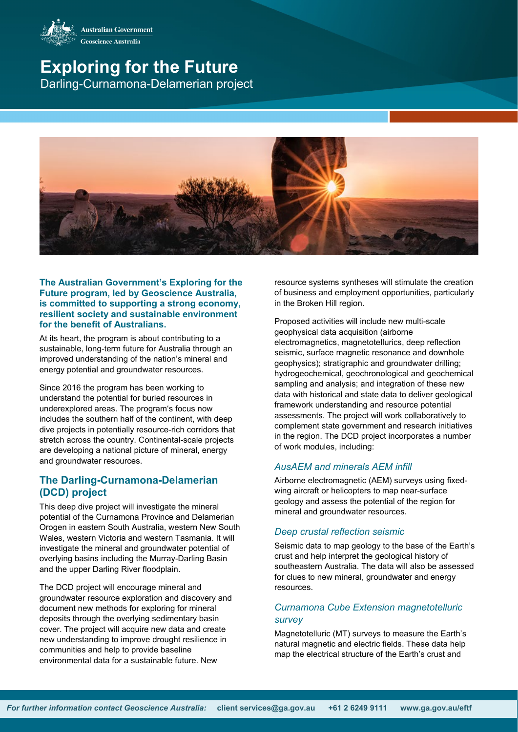Australian Government
Geoscience Australia

# Exploring for the Future

Darling-Curnamona-Delamerian project

**The Australian Government's Exploring for the Future program, led by Geoscience Australia, is committed to supporting a strong economy, resilient society and sustainable environment for the benefit of Australians.**

At its heart, the program is about contributing to a sustainable, long-term future for Australia through an improved understanding of the nation's mineral and energy potential and groundwater resources.

Since 2016 the program has been working to understand the potential for buried resources in underexplored areas. The program's focus now includes the southern half of the continent, with deep dive projects in potentially resource-rich corridors that stretch across the country. Continental-scale projects are developing a national picture of mineral, energy and groundwater resources.

## The Darling-Curnamona-Delamerian (DCD) project

This deep dive project will investigate the mineral potential of the Curnamona Province and Delamerian Orogen in eastern South Australia, western New South Wales, western Victoria and western Tasmania. It will investigate the mineral and groundwater potential of overlying basins including the Murray-Darling Basin and the upper Darling River floodplain.

The DCD project will encourage mineral and groundwater resource exploration and discovery and document new methods for exploring for mineral deposits through the overlying sedimentary basin cover. The project will acquire new data and create new understanding to improve drought resilience in communities and help to provide baseline environmental data for a sustainable future. New resource systems syntheses will stimulate the creation of business and employment opportunities, particularly in the Broken Hill region.

Proposed activities will include new multi-scale geophysical data acquisition (airborne electromagnetics, magnetotellurics, deep reflection seismic, surface magnetic resonance and downhole geophysics); stratigraphic and groundwater drilling; hydrogeochemical, geochronological and geochemical sampling and analysis; and integration of these new data with historical and state data to deliver geological framework understanding and resource potential assessments. The project will work collaboratively to complement state government and research initiatives in the region. The DCD project incorporates a number of work modules, including:

### *AusAEM and minerals AEM infill*

Airborne electromagnetic (AEM) surveys using fixed-wing aircraft or helicopters to map near-surface geology and assess the potential of the region for mineral and groundwater resources.

### *Deep crustal reflection seismic*

Seismic data to map geology to the base of the Earth's crust and help interpret the geological history of southeastern Australia. The data will also be assessed for clues to new mineral, groundwater and energy resources.

### *Curnamona Cube Extension magnetotelluric survey*

Magnetotelluric (MT) surveys to measure the Earth's natural magnetic and electric fields. These data help map the electrical structure of the Earth's crust and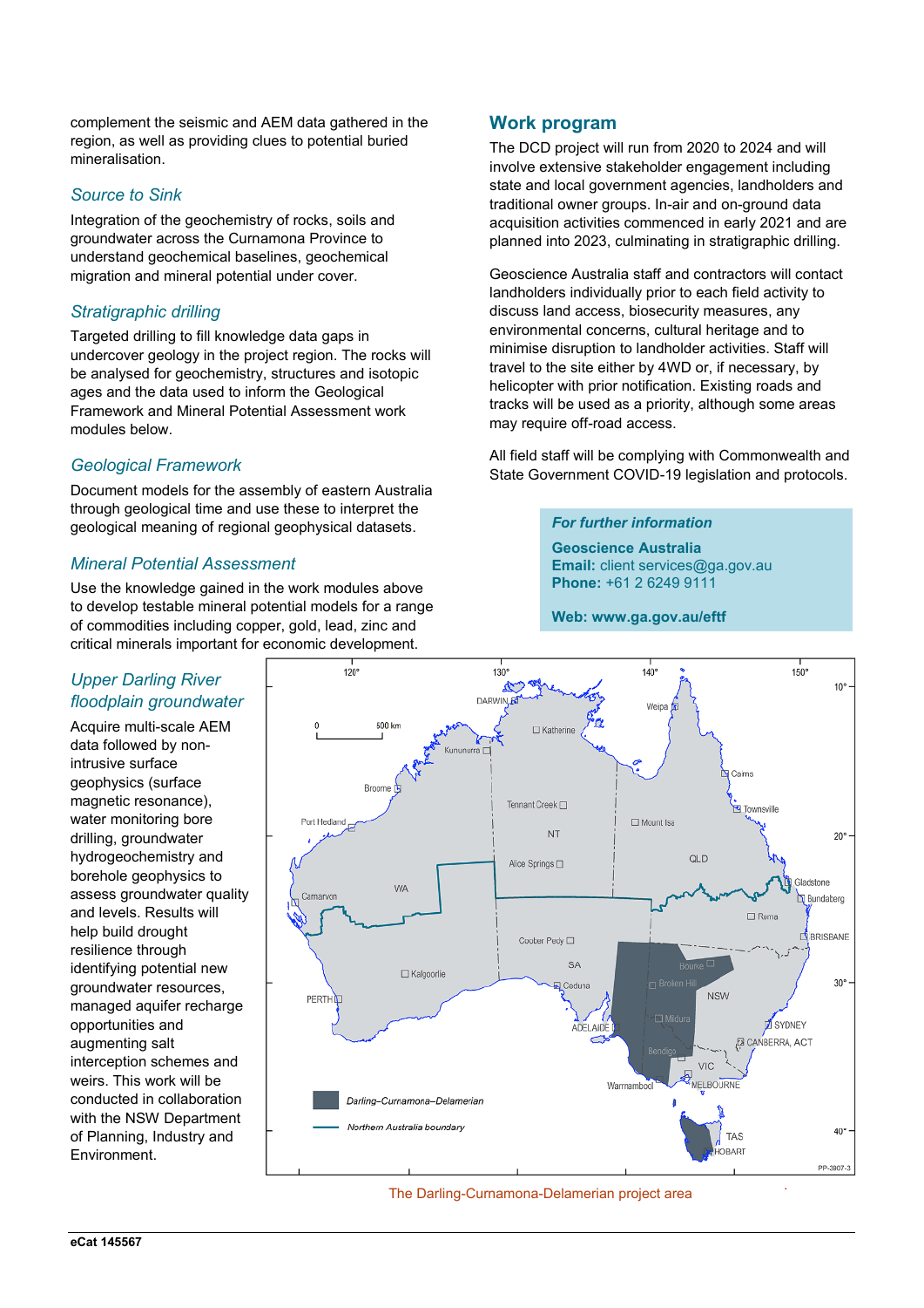complement the seismic and AEM data gathered in the region, as well as providing clues to potential buried mineralisation.

### *Source to Sink*

Integration of the geochemistry of rocks, soils and groundwater across the Curnamona Province to understand geochemical baselines, geochemical migration and mineral potential under cover.

### *Stratigraphic drilling*

Targeted drilling to fill knowledge data gaps in undercover geology in the project region. The rocks will be analysed for geochemistry, structures and isotopic ages and the data used to inform the Geological Framework and Mineral Potential Assessment work modules below.

### *Geological Framework*

Document models for the assembly of eastern Australia through geological time and use these to interpret the geological meaning of regional geophysical datasets.

### *Mineral Potential Assessment*

Use the knowledge gained in the work modules above to develop testable mineral potential models for a range of commodities including copper, gold, lead, zinc and critical minerals important for economic development.

### *Upper Darling River floodplain groundwater*

Acquire multi-scale AEM data followed by non-intrusive surface geophysics (surface magnetic resonance), water monitoring bore drilling, groundwater hydrogeochemistry and borehole geophysics to assess groundwater quality and levels. Results will help build drought resilience through identifying potential new groundwater resources, managed aquifer recharge opportunities and augmenting salt interception schemes and weirs. This work will be conducted in collaboration with the NSW Department of Planning, Industry and Environment.

## Work program

The DCD project will run from 2020 to 2024 and will involve extensive stakeholder engagement including state and local government agencies, landholders and traditional owner groups. In-air and on-ground data acquisition activities commenced in early 2021 and are planned into 2023, culminating in stratigraphic drilling.

Geoscience Australia staff and contractors will contact landholders individually prior to each field activity to discuss land access, biosecurity measures, any environmental concerns, cultural heritage and to minimise disruption to landholder activities. Staff will travel to the site either by 4WD or, if necessary, by helicopter with prior notification. Existing roads and tracks will be used as a priority, although some areas may require off-road access.

All field staff will be complying with Commonwealth and State Government COVID-19 legislation and protocols.

***For further information***

**Geoscience Australia**
**Email:** client services@ga.gov.au
**Phone:** +61 2 6249 9111

**Web: www.ga.gov.au/eftf**

120°
130°
140°
150°
10°
20°
30°
40°
0
500 km
DARWIN
Katherine
Weipa
Kununurra
Cairns
Townsville
Broome
Tennant Creek
Mount Isa
Port Hedland
NT
Alice Springs
QLD
Gladstone
Bundaberg
Carnarvon
WA
Roma
BRISBANE
Coober Pedy
SA
Bourke
Kalgoorlie
Broken Hill
Coduna
NSW
PERTH
Mildura
SYDNEY
ADELAIDE
CANBERRA, ACT
Bendigo
VIC
Warrnambool
MELBOURNE
Darling–Curnamona–Delamerian
Northern Australia boundary
TAS
HOBART
PP-3907-3

The Darling-Curnamona-Delamerian project area

eCat 145567